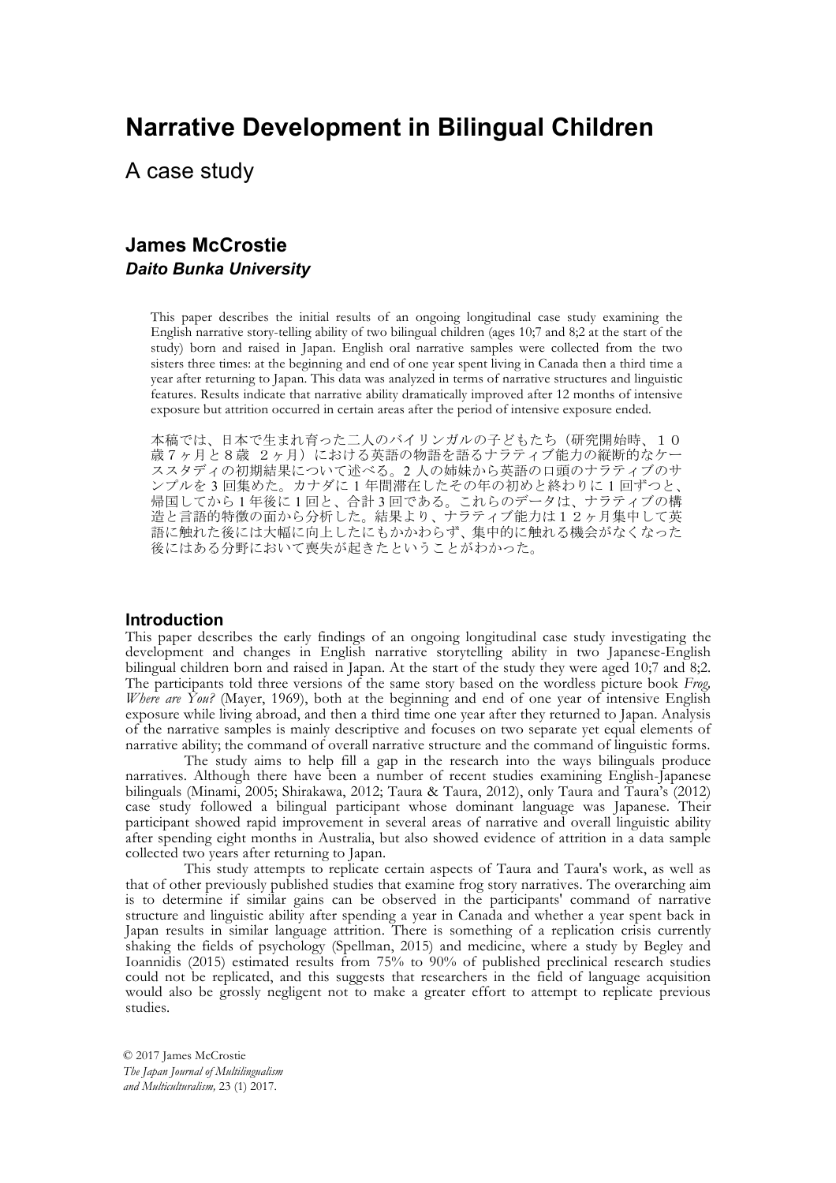# Narrative Development in Bilingual Children

## A case study

### James McCrostie
***Daito Bunka University***

This paper describes the initial results of an ongoing longitudinal case study examining the English narrative story-telling ability of two bilingual children (ages 10;7 and 8;2 at the start of the study) born and raised in Japan. English oral narrative samples were collected from the two sisters three times: at the beginning and end of one year spent living in Canada then a third time a year after returning to Japan. This data was analyzed in terms of narrative structures and linguistic features. Results indicate that narrative ability dramatically improved after 12 months of intensive exposure but attrition occurred in certain areas after the period of intensive exposure ended.

本稿では、日本で生まれ育った二人のバイリンガルの子どもたち（研究開始時、１０歳７ヶ月と８歳　２ヶ月）における英語の物語を語るナラティブ能力の縦断的なケーススタディの初期結果について述べる。2 人の姉妹から英語の口頭のナラティブのサンプルを 3 回集めた。カナダに 1 年間滞在したその年の初めと終わりに 1 回ずつと、帰国してから 1 年後に 1 回と、合計 3 回である。これらのデータは、ナラティブの構造と言語的特徴の面から分析した。結果より、ナラティブ能力は１２ヶ月集中して英語に触れた後には大幅に向上したにもかかわらず、集中的に触れる機会がなくなった後にはある分野において喪失が起きたということがわかった。

### Introduction

This paper describes the early findings of an ongoing longitudinal case study investigating the development and changes in English narrative storytelling ability in two Japanese-English bilingual children born and raised in Japan. At the start of the study they were aged 10;7 and 8;2. The participants told three versions of the same story based on the wordless picture book *Frog, Where are You?* (Mayer, 1969), both at the beginning and end of one year of intensive English exposure while living abroad, and then a third time one year after they returned to Japan. Analysis of the narrative samples is mainly descriptive and focuses on two separate yet equal elements of narrative ability; the command of overall narrative structure and the command of linguistic forms.

The study aims to help fill a gap in the research into the ways bilinguals produce narratives. Although there have been a number of recent studies examining English-Japanese bilinguals (Minami, 2005; Shirakawa, 2012; Taura & Taura, 2012), only Taura and Taura's (2012) case study followed a bilingual participant whose dominant language was Japanese. Their participant showed rapid improvement in several areas of narrative and overall linguistic ability after spending eight months in Australia, but also showed evidence of attrition in a data sample collected two years after returning to Japan.

This study attempts to replicate certain aspects of Taura and Taura's work, as well as that of other previously published studies that examine frog story narratives. The overarching aim is to determine if similar gains can be observed in the participants' command of narrative structure and linguistic ability after spending a year in Canada and whether a year spent back in Japan results in similar language attrition. There is something of a replication crisis currently shaking the fields of psychology (Spellman, 2015) and medicine, where a study by Begley and Ioannidis (2015) estimated results from 75% to 90% of published preclinical research studies could not be replicated, and this suggests that researchers in the field of language acquisition would also be grossly negligent not to make a greater effort to attempt to replicate previous studies.

© 2017 James McCrostie
*The Japan Journal of Multilingualism and Multiculturalism,* 23 (1) 2017.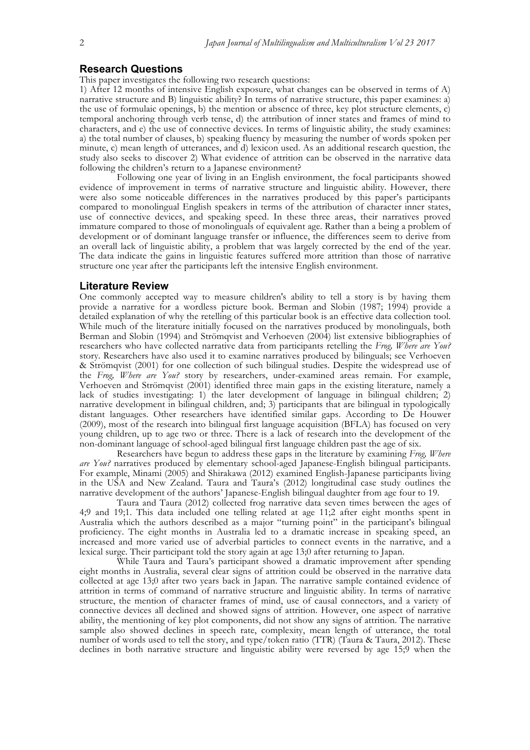## Research Questions

This paper investigates the following two research questions:

1) After 12 months of intensive English exposure, what changes can be observed in terms of A) narrative structure and B) linguistic ability? In terms of narrative structure, this paper examines: a) the use of formulaic openings, b) the mention or absence of three, key plot structure elements, c) temporal anchoring through verb tense, d) the attribution of inner states and frames of mind to characters, and e) the use of connective devices. In terms of linguistic ability, the study examines: a) the total number of clauses, b) speaking fluency by measuring the number of words spoken per minute, c) mean length of utterances, and d) lexicon used. As an additional research question, the study also seeks to discover 2) What evidence of attrition can be observed in the narrative data following the children's return to a Japanese environment?

Following one year of living in an English environment, the focal participants showed evidence of improvement in terms of narrative structure and linguistic ability. However, there were also some noticeable differences in the narratives produced by this paper's participants compared to monolingual English speakers in terms of the attribution of character inner states, use of connective devices, and speaking speed. In these three areas, their narratives proved immature compared to those of monolinguals of equivalent age. Rather than a being a problem of development or of dominant language transfer or influence, the differences seem to derive from an overall lack of linguistic ability, a problem that was largely corrected by the end of the year. The data indicate the gains in linguistic features suffered more attrition than those of narrative structure one year after the participants left the intensive English environment.

## Literature Review

One commonly accepted way to measure children's ability to tell a story is by having them provide a narrative for a wordless picture book. Berman and Slobin (1987; 1994) provide a detailed explanation of why the retelling of this particular book is an effective data collection tool. While much of the literature initially focused on the narratives produced by monolinguals, both Berman and Slobin (1994) and Strömqvist and Verhoeven (2004) list extensive bibliographies of researchers who have collected narrative data from participants retelling the *Frog, Where are You?* story. Researchers have also used it to examine narratives produced by bilinguals; see Verhoeven & Strömqvist (2001) for one collection of such bilingual studies. Despite the widespread use of the *Frog, Where are You?* story by researchers, under-examined areas remain. For example, Verhoeven and Strömqvist (2001) identified three main gaps in the existing literature, namely a lack of studies investigating: 1) the later development of language in bilingual children; 2) narrative development in bilingual children, and; 3) participants that are bilingual in typologically distant languages. Other researchers have identified similar gaps. According to De Houwer (2009), most of the research into bilingual first language acquisition (BFLA) has focused on very young children, up to age two or three. There is a lack of research into the development of the non-dominant language of school-aged bilingual first language children past the age of six.

Researchers have begun to address these gaps in the literature by examining *Frog, Where are You?* narratives produced by elementary school-aged Japanese-English bilingual participants. For example, Minami (2005) and Shirakawa (2012) examined English-Japanese participants living in the USA and New Zealand. Taura and Taura's (2012) longitudinal case study outlines the narrative development of the authors' Japanese-English bilingual daughter from age four to 19.

Taura and Taura (2012) collected frog narrative data seven times between the ages of 4;9 and 19;1. This data included one telling related at age 11;2 after eight months spent in Australia which the authors described as a major "turning point" in the participant's bilingual proficiency. The eight months in Australia led to a dramatic increase in speaking speed, an increased and more varied use of adverbial particles to connect events in the narrative, and a lexical surge. Their participant told the story again at age 13;0 after returning to Japan.

While Taura and Taura's participant showed a dramatic improvement after spending eight months in Australia, several clear signs of attrition could be observed in the narrative data collected at age 13;0 after two years back in Japan. The narrative sample contained evidence of attrition in terms of command of narrative structure and linguistic ability. In terms of narrative structure, the mention of character frames of mind, use of causal connectors, and a variety of connective devices all declined and showed signs of attrition. However, one aspect of narrative ability, the mentioning of key plot components, did not show any signs of attrition. The narrative sample also showed declines in speech rate, complexity, mean length of utterance, the total number of words used to tell the story, and type/token ratio (TTR) (Taura & Taura, 2012). These declines in both narrative structure and linguistic ability were reversed by age 15;9 when the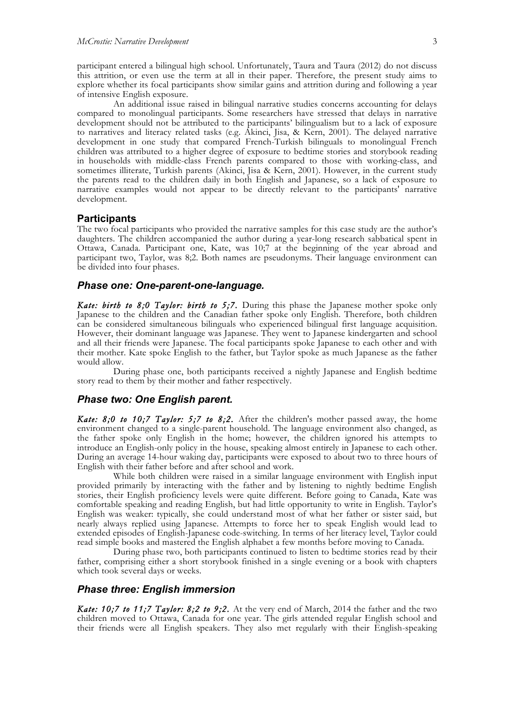participant entered a bilingual high school. Unfortunately, Taura and Taura (2012) do not discuss this attrition, or even use the term at all in their paper. Therefore, the present study aims to explore whether its focal participants show similar gains and attrition during and following a year of intensive English exposure.

An additional issue raised in bilingual narrative studies concerns accounting for delays compared to monolingual participants. Some researchers have stressed that delays in narrative development should not be attributed to the participants' bilingualism but to a lack of exposure to narratives and literacy related tasks (e.g. Akinci, Jisa, & Kern, 2001). The delayed narrative development in one study that compared French-Turkish bilinguals to monolingual French children was attributed to a higher degree of exposure to bedtime stories and storybook reading in households with middle-class French parents compared to those with working-class, and sometimes illiterate, Turkish parents (Akinci, Jisa & Kern, 2001). However, in the current study the parents read to the children daily in both English and Japanese, so a lack of exposure to narrative examples would not appear to be directly relevant to the participants' narrative development.

## Participants

The two focal participants who provided the narrative samples for this case study are the author's daughters. The children accompanied the author during a year-long research sabbatical spent in Ottawa, Canada. Participant one, Kate, was 10;7 at the beginning of the year abroad and participant two, Taylor, was 8;2. Both names are pseudonyms. Their language environment can be divided into four phases.

### *Phase one: One-parent-one-language.*

***Kate: birth to 8;0 Taylor: birth to 5;7.*** During this phase the Japanese mother spoke only Japanese to the children and the Canadian father spoke only English. Therefore, both children can be considered simultaneous bilinguals who experienced bilingual first language acquisition. However, their dominant language was Japanese. They went to Japanese kindergarten and school and all their friends were Japanese. The focal participants spoke Japanese to each other and with their mother. Kate spoke English to the father, but Taylor spoke as much Japanese as the father would allow.

During phase one, both participants received a nightly Japanese and English bedtime story read to them by their mother and father respectively.

### *Phase two: One English parent.*

***Kate: 8;0 to 10;7 Taylor: 5;7 to 8;2.*** After the children's mother passed away, the home environment changed to a single-parent household. The language environment also changed, as the father spoke only English in the home; however, the children ignored his attempts to introduce an English-only policy in the house, speaking almost entirely in Japanese to each other. During an average 14-hour waking day, participants were exposed to about two to three hours of English with their father before and after school and work.

While both children were raised in a similar language environment with English input provided primarily by interacting with the father and by listening to nightly bedtime English stories, their English proficiency levels were quite different. Before going to Canada, Kate was comfortable speaking and reading English, but had little opportunity to write in English. Taylor's English was weaker: typically, she could understand most of what her father or sister said, but nearly always replied using Japanese. Attempts to force her to speak English would lead to extended episodes of English-Japanese code-switching. In terms of her literacy level, Taylor could read simple books and mastered the English alphabet a few months before moving to Canada.

During phase two, both participants continued to listen to bedtime stories read by their father, comprising either a short storybook finished in a single evening or a book with chapters which took several days or weeks.

### *Phase three: English immersion*

***Kate: 10;7 to 11;7 Taylor: 8;2 to 9;2.*** At the very end of March, 2014 the father and the two children moved to Ottawa, Canada for one year. The girls attended regular English school and their friends were all English speakers. They also met regularly with their English-speaking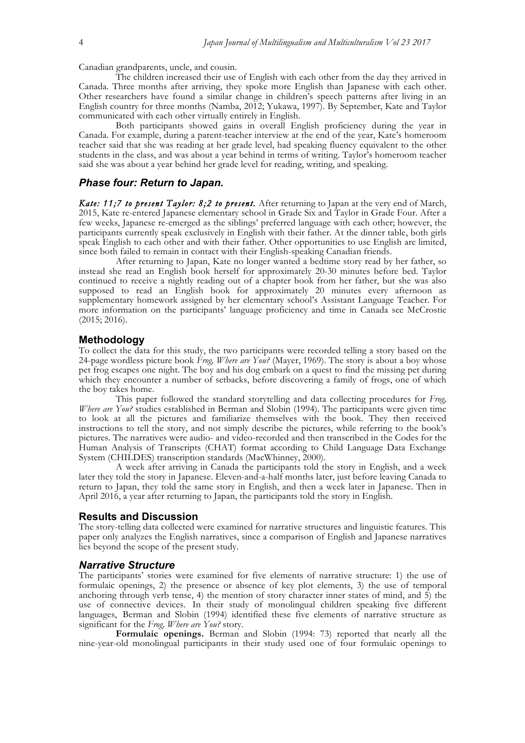Canadian grandparents, uncle, and cousin.

The children increased their use of English with each other from the day they arrived in Canada. Three months after arriving, they spoke more English than Japanese with each other. Other researchers have found a similar change in children's speech patterns after living in an English country for three months (Namba, 2012; Yukawa, 1997). By September, Kate and Taylor communicated with each other virtually entirely in English.

Both participants showed gains in overall English proficiency during the year in Canada. For example, during a parent-teacher interview at the end of the year, Kate's homeroom teacher said that she was reading at her grade level, had speaking fluency equivalent to the other students in the class, and was about a year behind in terms of writing. Taylor's homeroom teacher said she was about a year behind her grade level for reading, writing, and speaking.

### *Phase four: Return to Japan.*

***Kate: 11;7 to present Taylor: 8;2 to present.*** After returning to Japan at the very end of March, 2015, Kate re-entered Japanese elementary school in Grade Six and Taylor in Grade Four. After a few weeks, Japanese re-emerged as the siblings' preferred language with each other; however, the participants currently speak exclusively in English with their father. At the dinner table, both girls speak English to each other and with their father. Other opportunities to use English are limited, since both failed to remain in contact with their English-speaking Canadian friends.

After returning to Japan, Kate no longer wanted a bedtime story read by her father, so instead she read an English book herself for approximately 20-30 minutes before bed. Taylor continued to receive a nightly reading out of a chapter book from her father, but she was also supposed to read an English book for approximately 20 minutes every afternoon as supplementary homework assigned by her elementary school's Assistant Language Teacher. For more information on the participants' language proficiency and time in Canada see McCrostie (2015; 2016).

## Methodology

To collect the data for this study, the two participants were recorded telling a story based on the 24-page wordless picture book *Frog, Where are You?* (Mayer, 1969). The story is about a boy whose pet frog escapes one night. The boy and his dog embark on a quest to find the missing pet during which they encounter a number of setbacks, before discovering a family of frogs, one of which the boy takes home.

This paper followed the standard storytelling and data collecting procedures for *Frog, Where are You?* studies established in Berman and Slobin (1994). The participants were given time to look at all the pictures and familiarize themselves with the book. They then received instructions to tell the story, and not simply describe the pictures, while referring to the book's pictures. The narratives were audio- and video-recorded and then transcribed in the Codes for the Human Analysis of Transcripts (CHAT) format according to Child Language Data Exchange System (CHILDES) transcription standards (MacWhinney, 2000).

A week after arriving in Canada the participants told the story in English, and a week later they told the story in Japanese. Eleven-and-a-half months later, just before leaving Canada to return to Japan, they told the same story in English, and then a week later in Japanese. Then in April 2016, a year after returning to Japan, the participants told the story in English.

## Results and Discussion

The story-telling data collected were examined for narrative structures and linguistic features. This paper only analyzes the English narratives, since a comparison of English and Japanese narratives lies beyond the scope of the present study.

### *Narrative Structure*

The participants' stories were examined for five elements of narrative structure: 1) the use of formulaic openings, 2) the presence or absence of key plot elements, 3) the use of temporal anchoring through verb tense, 4) the mention of story character inner states of mind, and 5) the use of connective devices. In their study of monolingual children speaking five different languages, Berman and Slobin (1994) identified these five elements of narrative structure as significant for the *Frog, Where are You?* story.

**Formulaic openings.** Berman and Slobin (1994: 73) reported that nearly all the nine-year-old monolingual participants in their study used one of four formulaic openings to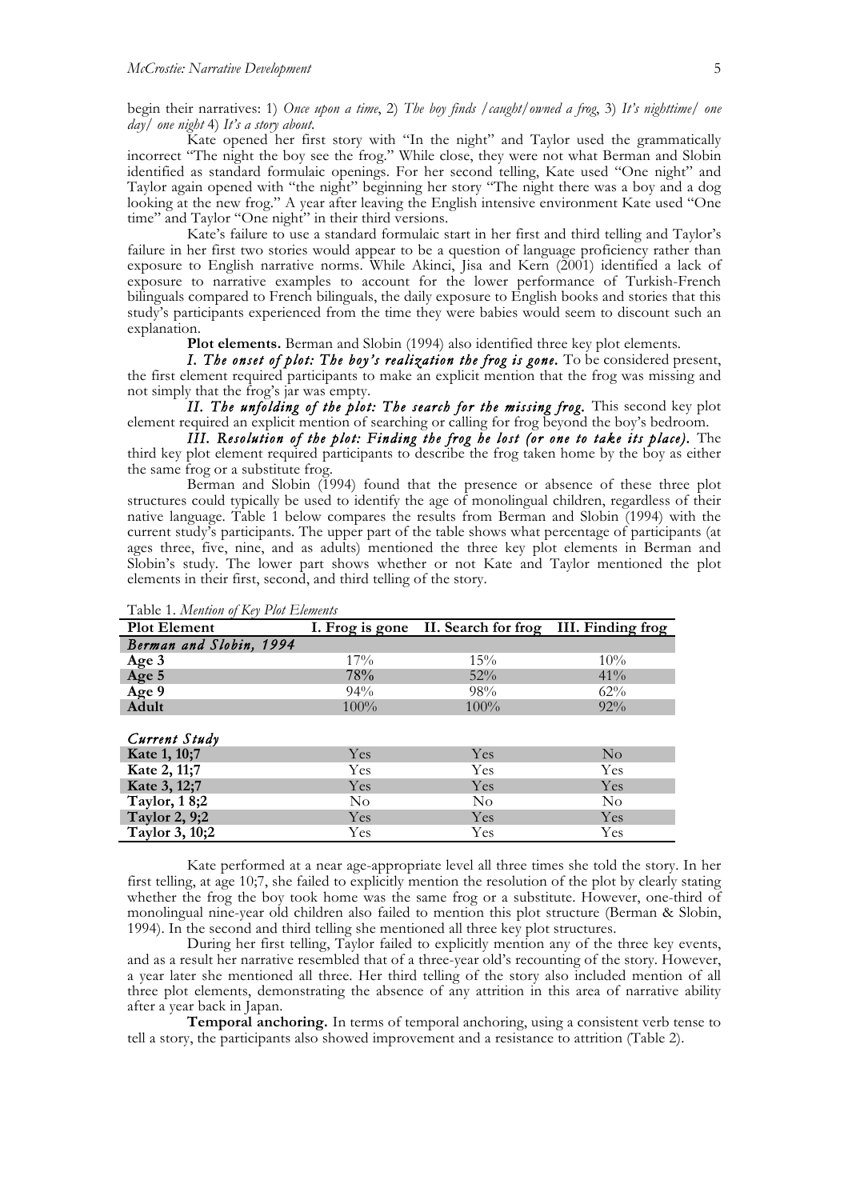begin their narratives: 1) *Once upon a time*, 2) *The boy finds /caught/owned a frog*, 3) *It's nighttime/ one day/ one night* 4) *It's a story about.*

Kate opened her first story with "In the night" and Taylor used the grammatically incorrect "The night the boy see the frog." While close, they were not what Berman and Slobin identified as standard formulaic openings. For her second telling, Kate used "One night" and Taylor again opened with "the night" beginning her story "The night there was a boy and a dog looking at the new frog." A year after leaving the English intensive environment Kate used "One time" and Taylor "One night" in their third versions.

Kate's failure to use a standard formulaic start in her first and third telling and Taylor's failure in her first two stories would appear to be a question of language proficiency rather than exposure to English narrative norms. While Akinci, Jisa and Kern (2001) identified a lack of exposure to narrative examples to account for the lower performance of Turkish-French bilinguals compared to French bilinguals, the daily exposure to English books and stories that this study's participants experienced from the time they were babies would seem to discount such an explanation.

**Plot elements.** Berman and Slobin (1994) also identified three key plot elements.

***I. The onset of plot: The boy's realization the frog is gone.*** To be considered present, the first element required participants to make an explicit mention that the frog was missing and not simply that the frog's jar was empty.

***II. The unfolding of the plot: The search for the missing frog.*** This second key plot element required an explicit mention of searching or calling for frog beyond the boy's bedroom.

***III. Resolution of the plot: Finding the frog he lost (or one to take its place).*** The third key plot element required participants to describe the frog taken home by the boy as either the same frog or a substitute frog.

Berman and Slobin (1994) found that the presence or absence of these three plot structures could typically be used to identify the age of monolingual children, regardless of their native language. Table 1 below compares the results from Berman and Slobin (1994) with the current study's participants. The upper part of the table shows what percentage of participants (at ages three, five, nine, and as adults) mentioned the three key plot elements in Berman and Slobin's study. The lower part shows whether or not Kate and Taylor mentioned the plot elements in their first, second, and third telling of the story.

Table 1. *Mention of Key Plot Elements*

| Plot Element | I. Frog is gone | II. Search for frog | III. Finding frog |
|---|---|---|---|
| *Berman and Slobin, 1994* | | | |
| **Age 3** | 17% | 15% | 10% |
| **Age 5** | 78% | 52% | 41% |
| **Age 9** | 94% | 98% | 62% |
| **Adult** | 100% | 100% | 92% |
| *Current Study* | | | |
| **Kate 1, 10;7** | Yes | Yes | No |
| **Kate 2, 11;7** | Yes | Yes | Yes |
| **Kate 3, 12;7** | Yes | Yes | Yes |
| **Taylor, 1 8;2** | No | No | No |
| **Taylor 2, 9;2** | Yes | Yes | Yes |
| **Taylor 3, 10;2** | Yes | Yes | Yes |

Kate performed at a near age-appropriate level all three times she told the story. In her first telling, at age 10;7, she failed to explicitly mention the resolution of the plot by clearly stating whether the frog the boy took home was the same frog or a substitute. However, one-third of monolingual nine-year old children also failed to mention this plot structure (Berman & Slobin, 1994). In the second and third telling she mentioned all three key plot structures.

During her first telling, Taylor failed to explicitly mention any of the three key events, and as a result her narrative resembled that of a three-year old's recounting of the story. However, a year later she mentioned all three. Her third telling of the story also included mention of all three plot elements, demonstrating the absence of any attrition in this area of narrative ability after a year back in Japan.

**Temporal anchoring.** In terms of temporal anchoring, using a consistent verb tense to tell a story, the participants also showed improvement and a resistance to attrition (Table 2).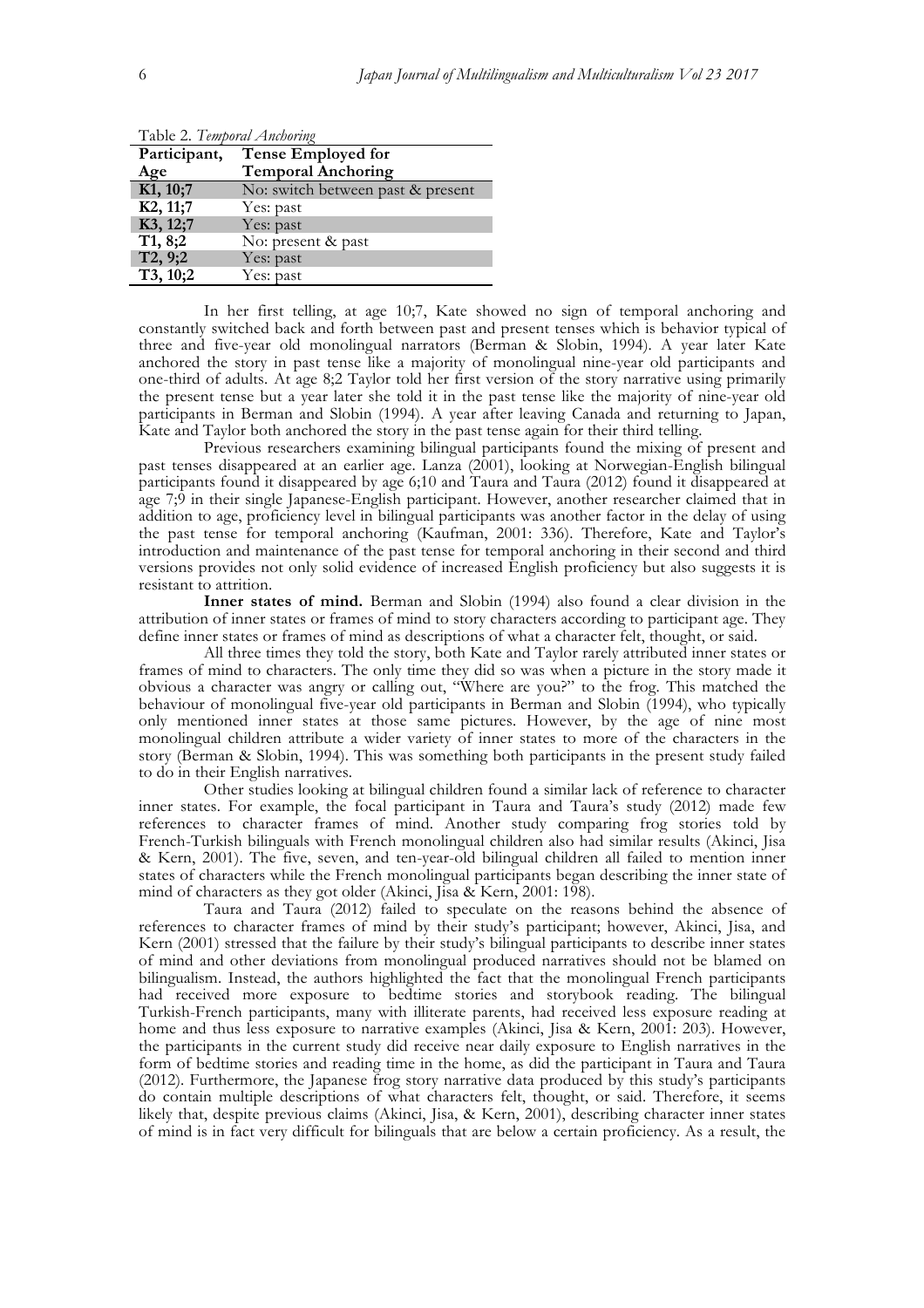Table 2. *Temporal Anchoring*

| Participant, Age | Tense Employed for Temporal Anchoring |
|---|---|
| **K1, 10;7** | No: switch between past & present |
| **K2, 11;7** | Yes: past |
| **K3, 12;7** | Yes: past |
| **T1, 8;2** | No: present & past |
| **T2, 9;2** | Yes: past |
| **T3, 10;2** | Yes: past |

In her first telling, at age 10;7, Kate showed no sign of temporal anchoring and constantly switched back and forth between past and present tenses which is behavior typical of three and five-year old monolingual narrators (Berman & Slobin, 1994). A year later Kate anchored the story in past tense like a majority of monolingual nine-year old participants and one-third of adults. At age 8;2 Taylor told her first version of the story narrative using primarily the present tense but a year later she told it in the past tense like the majority of nine-year old participants in Berman and Slobin (1994). A year after leaving Canada and returning to Japan, Kate and Taylor both anchored the story in the past tense again for their third telling.

Previous researchers examining bilingual participants found the mixing of present and past tenses disappeared at an earlier age. Lanza (2001), looking at Norwegian-English bilingual participants found it disappeared by age 6;10 and Taura and Taura (2012) found it disappeared at age 7;9 in their single Japanese-English participant. However, another researcher claimed that in addition to age, proficiency level in bilingual participants was another factor in the delay of using the past tense for temporal anchoring (Kaufman, 2001: 336). Therefore, Kate and Taylor's introduction and maintenance of the past tense for temporal anchoring in their second and third versions provides not only solid evidence of increased English proficiency but also suggests it is resistant to attrition.

**Inner states of mind.** Berman and Slobin (1994) also found a clear division in the attribution of inner states or frames of mind to story characters according to participant age. They define inner states or frames of mind as descriptions of what a character felt, thought, or said.

All three times they told the story, both Kate and Taylor rarely attributed inner states or frames of mind to characters. The only time they did so was when a picture in the story made it obvious a character was angry or calling out, "Where are you?" to the frog. This matched the behaviour of monolingual five-year old participants in Berman and Slobin (1994), who typically only mentioned inner states at those same pictures. However, by the age of nine most monolingual children attribute a wider variety of inner states to more of the characters in the story (Berman & Slobin, 1994). This was something both participants in the present study failed to do in their English narratives.

Other studies looking at bilingual children found a similar lack of reference to character inner states. For example, the focal participant in Taura and Taura's study (2012) made few references to character frames of mind. Another study comparing frog stories told by French-Turkish bilinguals with French monolingual children also had similar results (Akinci, Jisa & Kern, 2001). The five, seven, and ten-year-old bilingual children all failed to mention inner states of characters while the French monolingual participants began describing the inner state of mind of characters as they got older (Akinci, Jisa & Kern, 2001: 198).

Taura and Taura (2012) failed to speculate on the reasons behind the absence of references to character frames of mind by their study's participant; however, Akinci, Jisa, and Kern (2001) stressed that the failure by their study's bilingual participants to describe inner states of mind and other deviations from monolingual produced narratives should not be blamed on bilingualism. Instead, the authors highlighted the fact that the monolingual French participants had received more exposure to bedtime stories and storybook reading. The bilingual Turkish-French participants, many with illiterate parents, had received less exposure reading at home and thus less exposure to narrative examples (Akinci, Jisa & Kern, 2001: 203). However, the participants in the current study did receive near daily exposure to English narratives in the form of bedtime stories and reading time in the home, as did the participant in Taura and Taura (2012). Furthermore, the Japanese frog story narrative data produced by this study's participants do contain multiple descriptions of what characters felt, thought, or said. Therefore, it seems likely that, despite previous claims (Akinci, Jisa, & Kern, 2001), describing character inner states of mind is in fact very difficult for bilinguals that are below a certain proficiency. As a result, the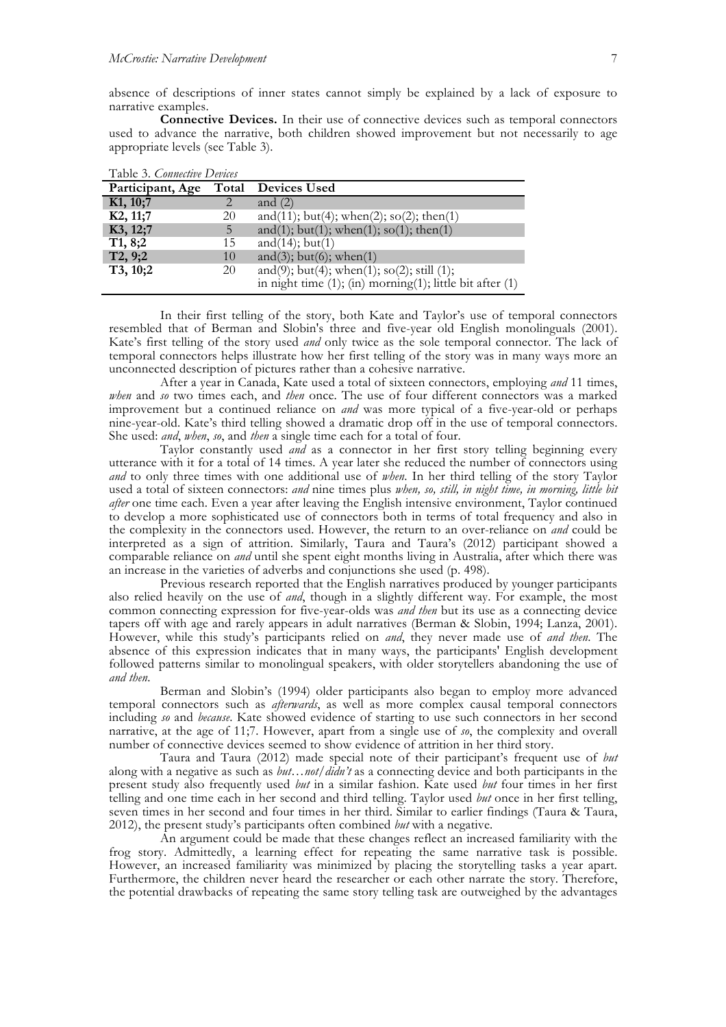absence of descriptions of inner states cannot simply be explained by a lack of exposure to narrative examples.

**Connective Devices.** In their use of connective devices such as temporal connectors used to advance the narrative, both children showed improvement but not necessarily to age appropriate levels (see Table 3).

Table 3. *Connective Devices*

| Participant, Age | Total | Devices Used |
|---|---|---|
| **K1, 10;7** | 2 | and (2) |
| **K2, 11;7** | 20 | and(11); but(4); when(2); so(2); then(1) |
| **K3, 12;7** | 5 | and(1); but(1); when(1); so(1); then(1) |
| **T1, 8;2** | 15 | and(14); but(1) |
| **T2, 9;2** | 10 | and(3); but(6); when(1) |
| **T3, 10;2** | 20 | and(9); but(4); when(1); so(2); still (1); in night time (1); (in) morning(1); little bit after (1) |

In their first telling of the story, both Kate and Taylor's use of temporal connectors resembled that of Berman and Slobin's three and five-year old English monolinguals (2001). Kate's first telling of the story used *and* only twice as the sole temporal connector. The lack of temporal connectors helps illustrate how her first telling of the story was in many ways more an unconnected description of pictures rather than a cohesive narrative.

After a year in Canada, Kate used a total of sixteen connectors, employing *and* 11 times, *when* and *so* two times each, and *then* once. The use of four different connectors was a marked improvement but a continued reliance on *and* was more typical of a five-year-old or perhaps nine-year-old. Kate's third telling showed a dramatic drop off in the use of temporal connectors. She used: *and*, *when*, *so*, and *then* a single time each for a total of four.

Taylor constantly used *and* as a connector in her first story telling beginning every utterance with it for a total of 14 times. A year later she reduced the number of connectors using *and* to only three times with one additional use of *when*. In her third telling of the story Taylor used a total of sixteen connectors: *and* nine times plus *when, so, still, in night time, in morning, little bit after* one time each. Even a year after leaving the English intensive environment, Taylor continued to develop a more sophisticated use of connectors both in terms of total frequency and also in the complexity in the connectors used. However, the return to an over-reliance on *and* could be interpreted as a sign of attrition. Similarly, Taura and Taura's (2012) participant showed a comparable reliance on *and* until she spent eight months living in Australia, after which there was an increase in the varieties of adverbs and conjunctions she used (p. 498).

Previous research reported that the English narratives produced by younger participants also relied heavily on the use of *and*, though in a slightly different way. For example, the most common connecting expression for five-year-olds was *and then* but its use as a connecting device tapers off with age and rarely appears in adult narratives (Berman & Slobin, 1994; Lanza, 2001). However, while this study's participants relied on *and*, they never made use of *and then*. The absence of this expression indicates that in many ways, the participants' English development followed patterns similar to monolingual speakers, with older storytellers abandoning the use of *and then*.

Berman and Slobin's (1994) older participants also began to employ more advanced temporal connectors such as *afterwards*, as well as more complex causal temporal connectors including *so* and *because*. Kate showed evidence of starting to use such connectors in her second narrative, at the age of 11;7. However, apart from a single use of *so*, the complexity and overall number of connective devices seemed to show evidence of attrition in her third story.

Taura and Taura (2012) made special note of their participant's frequent use of *but* along with a negative as such as *but…not/didn't* as a connecting device and both participants in the present study also frequently used *but* in a similar fashion. Kate used *but* four times in her first telling and one time each in her second and third telling. Taylor used *but* once in her first telling, seven times in her second and four times in her third. Similar to earlier findings (Taura & Taura, 2012), the present study's participants often combined *but* with a negative.

An argument could be made that these changes reflect an increased familiarity with the frog story. Admittedly, a learning effect for repeating the same narrative task is possible. However, an increased familiarity was minimized by placing the storytelling tasks a year apart. Furthermore, the children never heard the researcher or each other narrate the story. Therefore, the potential drawbacks of repeating the same story telling task are outweighed by the advantages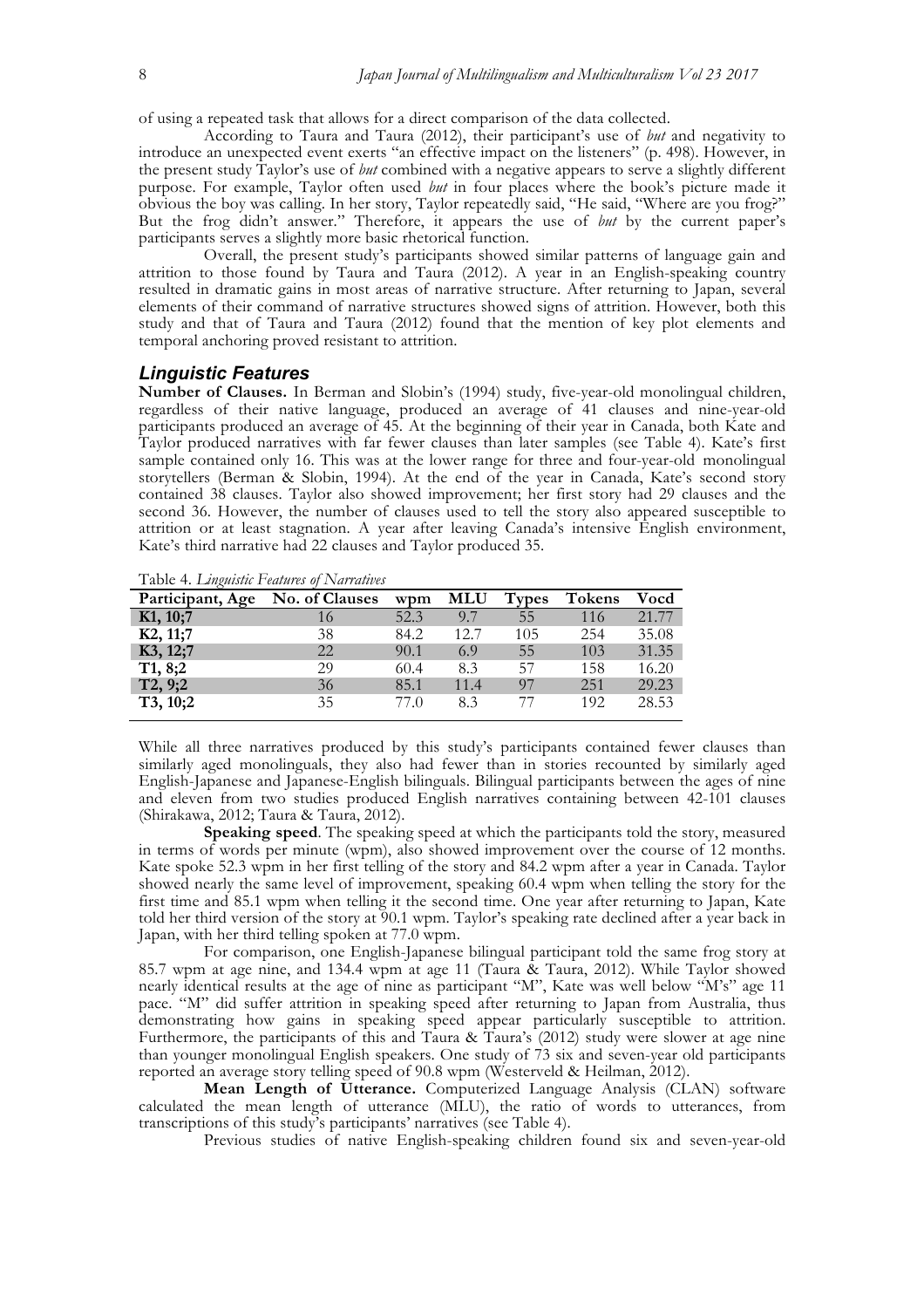of using a repeated task that allows for a direct comparison of the data collected.

According to Taura and Taura (2012), their participant's use of *but* and negativity to introduce an unexpected event exerts "an effective impact on the listeners" (p. 498). However, in the present study Taylor's use of *but* combined with a negative appears to serve a slightly different purpose. For example, Taylor often used *but* in four places where the book's picture made it obvious the boy was calling. In her story, Taylor repeatedly said, "He said, "Where are you frog?" But the frog didn't answer." Therefore, it appears the use of *but* by the current paper's participants serves a slightly more basic rhetorical function.

Overall, the present study's participants showed similar patterns of language gain and attrition to those found by Taura and Taura (2012). A year in an English-speaking country resulted in dramatic gains in most areas of narrative structure. After returning to Japan, several elements of their command of narrative structures showed signs of attrition. However, both this study and that of Taura and Taura (2012) found that the mention of key plot elements and temporal anchoring proved resistant to attrition.

## *Linguistic Features*

**Number of Clauses.** In Berman and Slobin's (1994) study, five-year-old monolingual children, regardless of their native language, produced an average of 41 clauses and nine-year-old participants produced an average of 45. At the beginning of their year in Canada, both Kate and Taylor produced narratives with far fewer clauses than later samples (see Table 4). Kate's first sample contained only 16. This was at the lower range for three and four-year-old monolingual storytellers (Berman & Slobin, 1994). At the end of the year in Canada, Kate's second story contained 38 clauses. Taylor also showed improvement; her first story had 29 clauses and the second 36. However, the number of clauses used to tell the story also appeared susceptible to attrition or at least stagnation. A year after leaving Canada's intensive English environment, Kate's third narrative had 22 clauses and Taylor produced 35.

Table 4. *Linguistic Features of Narratives*

| Participant, Age | No. of Clauses | wpm | MLU | Types | Tokens | Vocd |
|---|---|---|---|---|---|---|
| **K1, 10;7** | 16 | 52.3 | 9.7 | 55 | 116 | 21.77 |
| **K2, 11;7** | 38 | 84.2 | 12.7 | 105 | 254 | 35.08 |
| **K3, 12;7** | 22 | 90.1 | 6.9 | 55 | 103 | 31.35 |
| **T1, 8;2** | 29 | 60.4 | 8.3 | 57 | 158 | 16.20 |
| **T2, 9;2** | 36 | 85.1 | 11.4 | 97 | 251 | 29.23 |
| **T3, 10;2** | 35 | 77.0 | 8.3 | 77 | 192 | 28.53 |

While all three narratives produced by this study's participants contained fewer clauses than similarly aged monolinguals, they also had fewer than in stories recounted by similarly aged English-Japanese and Japanese-English bilinguals. Bilingual participants between the ages of nine and eleven from two studies produced English narratives containing between 42-101 clauses (Shirakawa, 2012; Taura & Taura, 2012).

**Speaking speed**. The speaking speed at which the participants told the story, measured in terms of words per minute (wpm), also showed improvement over the course of 12 months. Kate spoke 52.3 wpm in her first telling of the story and 84.2 wpm after a year in Canada. Taylor showed nearly the same level of improvement, speaking 60.4 wpm when telling the story for the first time and 85.1 wpm when telling it the second time. One year after returning to Japan, Kate told her third version of the story at 90.1 wpm. Taylor's speaking rate declined after a year back in Japan, with her third telling spoken at 77.0 wpm.

For comparison, one English-Japanese bilingual participant told the same frog story at 85.7 wpm at age nine, and 134.4 wpm at age 11 (Taura & Taura, 2012). While Taylor showed nearly identical results at the age of nine as participant "M", Kate was well below "M's" age 11 pace. "M" did suffer attrition in speaking speed after returning to Japan from Australia, thus demonstrating how gains in speaking speed appear particularly susceptible to attrition. Furthermore, the participants of this and Taura & Taura's (2012) study were slower at age nine than younger monolingual English speakers. One study of 73 six and seven-year old participants reported an average story telling speed of 90.8 wpm (Westerveld & Heilman, 2012).

**Mean Length of Utterance.** Computerized Language Analysis (CLAN) software calculated the mean length of utterance (MLU), the ratio of words to utterances, from transcriptions of this study's participants' narratives (see Table 4).

Previous studies of native English-speaking children found six and seven-year-old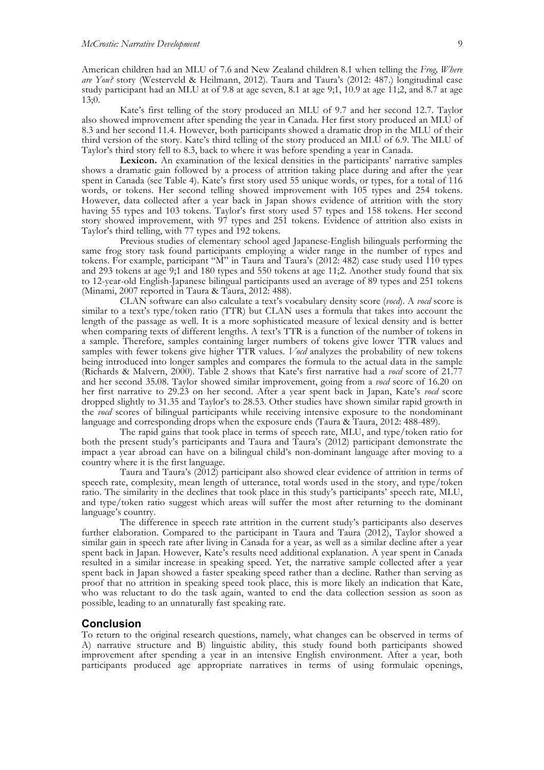American children had an MLU of 7.6 and New Zealand children 8.1 when telling the *Frog, Where are You?* story (Westerveld & Heilmann, 2012). Taura and Taura's (2012: 487.) longitudinal case study participant had an MLU at of 9.8 at age seven, 8.1 at age 9;1, 10.9 at age 11;2, and 8.7 at age 13;0.

Kate's first telling of the story produced an MLU of 9.7 and her second 12.7. Taylor also showed improvement after spending the year in Canada. Her first story produced an MLU of 8.3 and her second 11.4. However, both participants showed a dramatic drop in the MLU of their third version of the story. Kate's third telling of the story produced an MLU of 6.9. The MLU of Taylor's third story fell to 8.3, back to where it was before spending a year in Canada.

**Lexicon.** An examination of the lexical densities in the participants' narrative samples shows a dramatic gain followed by a process of attrition taking place during and after the year spent in Canada (see Table 4). Kate's first story used 55 unique words, or types, for a total of 116 words, or tokens. Her second telling showed improvement with 105 types and 254 tokens. However, data collected after a year back in Japan shows evidence of attrition with the story having 55 types and 103 tokens. Taylor's first story used 57 types and 158 tokens. Her second story showed improvement, with 97 types and 251 tokens. Evidence of attrition also exists in Taylor's third telling, with 77 types and 192 tokens.

Previous studies of elementary school aged Japanese-English bilinguals performing the same frog story task found participants employing a wider range in the number of types and tokens. For example, participant "M" in Taura and Taura's (2012: 482) case study used 110 types and 293 tokens at age 9;1 and 180 types and 550 tokens at age 11;2. Another study found that six to 12-year-old English-Japanese bilingual participants used an average of 89 types and 251 tokens (Minami, 2007 reported in Taura & Taura, 2012: 488).

CLAN software can also calculate a text's vocabulary density score (*vocd*). A *vocd* score is similar to a text's type/token ratio (TTR) but CLAN uses a formula that takes into account the length of the passage as well. It is a more sophisticated measure of lexical density and is better when comparing texts of different lengths. A text's TTR is a function of the number of tokens in a sample. Therefore, samples containing larger numbers of tokens give lower TTR values and samples with fewer tokens give higher TTR values. *Vocd* analyzes the probability of new tokens being introduced into longer samples and compares the formula to the actual data in the sample (Richards & Malvern, 2000). Table 2 shows that Kate's first narrative had a *vocd* score of 21.77 and her second 35.08. Taylor showed similar improvement, going from a *vocd* score of 16.20 on her first narrative to 29.23 on her second. After a year spent back in Japan, Kate's *vocd* score dropped slightly to 31.35 and Taylor's to 28.53. Other studies have shown similar rapid growth in the *vocd* scores of bilingual participants while receiving intensive exposure to the nondominant language and corresponding drops when the exposure ends (Taura & Taura, 2012: 488-489).

The rapid gains that took place in terms of speech rate, MLU, and type/token ratio for both the present study's participants and Taura and Taura's (2012) participant demonstrate the impact a year abroad can have on a bilingual child's non-dominant language after moving to a country where it is the first language.

Taura and Taura's (2012) participant also showed clear evidence of attrition in terms of speech rate, complexity, mean length of utterance, total words used in the story, and type/token ratio. The similarity in the declines that took place in this study's participants' speech rate, MLU, and type/token ratio suggest which areas will suffer the most after returning to the dominant language's country.

The difference in speech rate attrition in the current study's participants also deserves further elaboration. Compared to the participant in Taura and Taura (2012), Taylor showed a similar gain in speech rate after living in Canada for a year, as well as a similar decline after a year spent back in Japan. However, Kate's results need additional explanation. A year spent in Canada resulted in a similar increase in speaking speed. Yet, the narrative sample collected after a year spent back in Japan showed a faster speaking speed rather than a decline. Rather than serving as proof that no attrition in speaking speed took place, this is more likely an indication that Kate, who was reluctant to do the task again, wanted to end the data collection session as soon as possible, leading to an unnaturally fast speaking rate.

## Conclusion

To return to the original research questions, namely, what changes can be observed in terms of A) narrative structure and B) linguistic ability, this study found both participants showed improvement after spending a year in an intensive English environment. After a year, both participants produced age appropriate narratives in terms of using formulaic openings,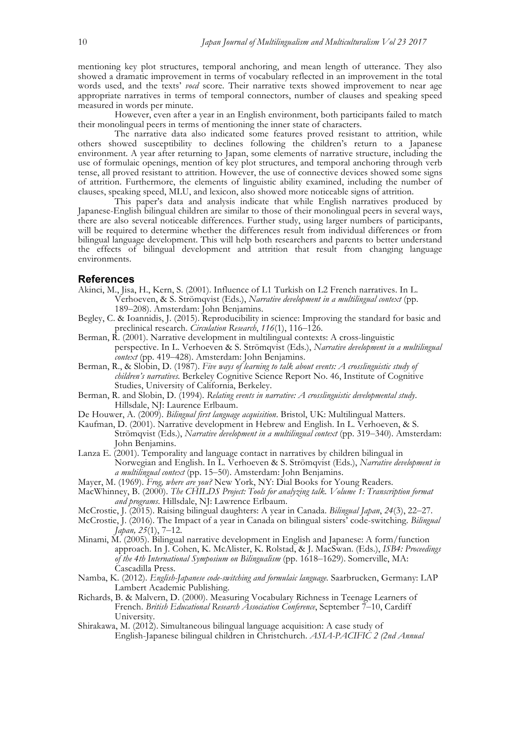mentioning key plot structures, temporal anchoring, and mean length of utterance. They also showed a dramatic improvement in terms of vocabulary reflected in an improvement in the total words used, and the texts' *vocd* score. Their narrative texts showed improvement to near age appropriate narratives in terms of temporal connectors, number of clauses and speaking speed measured in words per minute.

However, even after a year in an English environment, both participants failed to match their monolingual peers in terms of mentioning the inner state of characters.

The narrative data also indicated some features proved resistant to attrition, while others showed susceptibility to declines following the children's return to a Japanese environment. A year after returning to Japan, some elements of narrative structure, including the use of formulaic openings, mention of key plot structures, and temporal anchoring through verb tense, all proved resistant to attrition. However, the use of connective devices showed some signs of attrition. Furthermore, the elements of linguistic ability examined, including the number of clauses, speaking speed, MLU, and lexicon, also showed more noticeable signs of attrition.

This paper's data and analysis indicate that while English narratives produced by Japanese-English bilingual children are similar to those of their monolingual peers in several ways, there are also several noticeable differences. Further study, using larger numbers of participants, will be required to determine whether the differences result from individual differences or from bilingual language development. This will help both researchers and parents to better understand the effects of bilingual development and attrition that result from changing language environments.

## References

Akinci, M., Jisa, H., Kern, S. (2001). Influence of L1 Turkish on L2 French narratives. In L. Verhoeven, & S. Strömqvist (Eds.), *Narrative development in a multilingual context* (pp. 189–208). Amsterdam: John Benjamins.

Begley, C. & Ioannidis, J. (2015). Reproducibility in science: Improving the standard for basic and preclinical research. *Circulation Research*, *116*(1), 116–126.

Berman, R. (2001). Narrative development in multilingual contexts: A cross-linguistic perspective. In L. Verhoeven & S. Strömqvist (Eds.), *Narrative development in a multilingual context* (pp. 419–428). Amsterdam: John Benjamins.

Berman, R., & Slobin, D. (1987). *Five ways of learning to talk about events: A crosslinguistic study of children's narratives*. Berkeley Cognitive Science Report No. 46, Institute of Cognitive Studies, University of California, Berkeley.

Berman, R. and Slobin, D. (1994). *Relating events in narrative: A crosslinguistic developmental study*. Hillsdale, NJ: Laurence Erlbaum.

De Houwer, A. (2009). *Bilingual first language acquisition*. Bristol, UK: Multilingual Matters.

Kaufman, D. (2001). Narrative development in Hebrew and English. In L. Verhoeven, & S. Strömqvist (Eds.), *Narrative development in a multilingual context* (pp. 319–340). Amsterdam: John Benjamins.

Lanza E. (2001). Temporality and language contact in narratives by children bilingual in Norwegian and English. In L. Verhoeven & S. Strömqvist (Eds.), *Narrative development in a multilingual context* (pp. 15–50). Amsterdam: John Benjamins.

Mayer, M. (1969). *Frog, where are you?* New York, NY: Dial Books for Young Readers.

MacWhinney, B. (2000). *The CHILDS Project: Tools for analyzing talk. Volume 1: Transcription format and programs*. Hillsdale, NJ: Lawrence Erlbaum.

McCrostie, J. (2015). Raising bilingual daughters: A year in Canada. *Bilingual Japan*, *24*(3), 22–27.

McCrostie, J. (2016). The Impact of a year in Canada on bilingual sisters' code-switching. *Bilingual Japan, 25*(1), 7–12.

Minami, M. (2005). Bilingual narrative development in English and Japanese: A form/function approach. In J. Cohen, K. McAlister, K. Rolstad, & J. MacSwan. (Eds.), *ISB4: Proceedings of the 4th International Symposium on Bilingualism* (pp. 1618–1629). Somerville, MA: Cascadilla Press.

Namba, K. (2012). *English-Japanese code-switching and formulaic language*. Saarbrucken, Germany: LAP Lambert Academic Publishing.

Richards, B. & Malvern, D. (2000). Measuring Vocabulary Richness in Teenage Learners of French. *British Educational Research Association Conference*, September 7–10, Cardiff University.

Shirakawa, M. (2012). Simultaneous bilingual language acquisition: A case study of English-Japanese bilingual children in Christchurch. *ASIA-PACIFIC 2 (2nd Annual*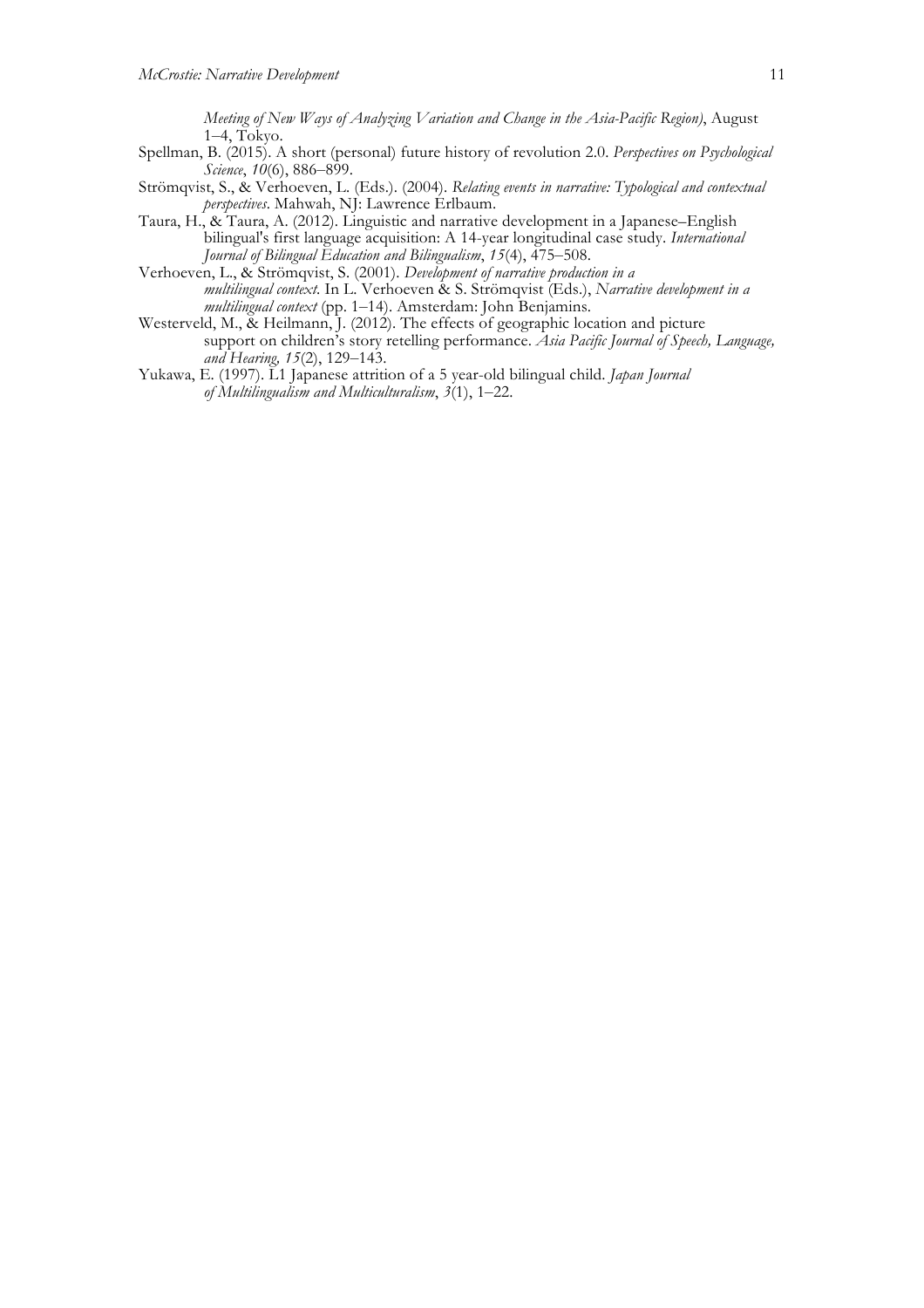*Meeting of New Ways of Analyzing Variation and Change in the Asia-Pacific Region)*, August 1–4, Tokyo.

Spellman, B. (2015). A short (personal) future history of revolution 2.0. *Perspectives on Psychological Science*, *10*(6), 886–899.

Strömqvist, S., & Verhoeven, L. (Eds.). (2004). *Relating events in narrative: Typological and contextual perspectives*. Mahwah, NJ: Lawrence Erlbaum.

Taura, H., & Taura, A. (2012). Linguistic and narrative development in a Japanese–English bilingual's first language acquisition: A 14-year longitudinal case study. *International Journal of Bilingual Education and Bilingualism*, *15*(4), 475–508.

Verhoeven, L., & Strömqvist, S. (2001). *Development of narrative production in a multilingual context*. In L. Verhoeven & S. Strömqvist (Eds.), *Narrative development in a multilingual context* (pp. 1–14). Amsterdam: John Benjamins.

Westerveld, M., & Heilmann, J. (2012). The effects of geographic location and picture support on children's story retelling performance. *Asia Pacific Journal of Speech, Language, and Hearing, 15*(2), 129–143.

Yukawa, E. (1997). L1 Japanese attrition of a 5 year-old bilingual child. *Japan Journal of Multilingualism and Multiculturalism*, *3*(1), 1–22.